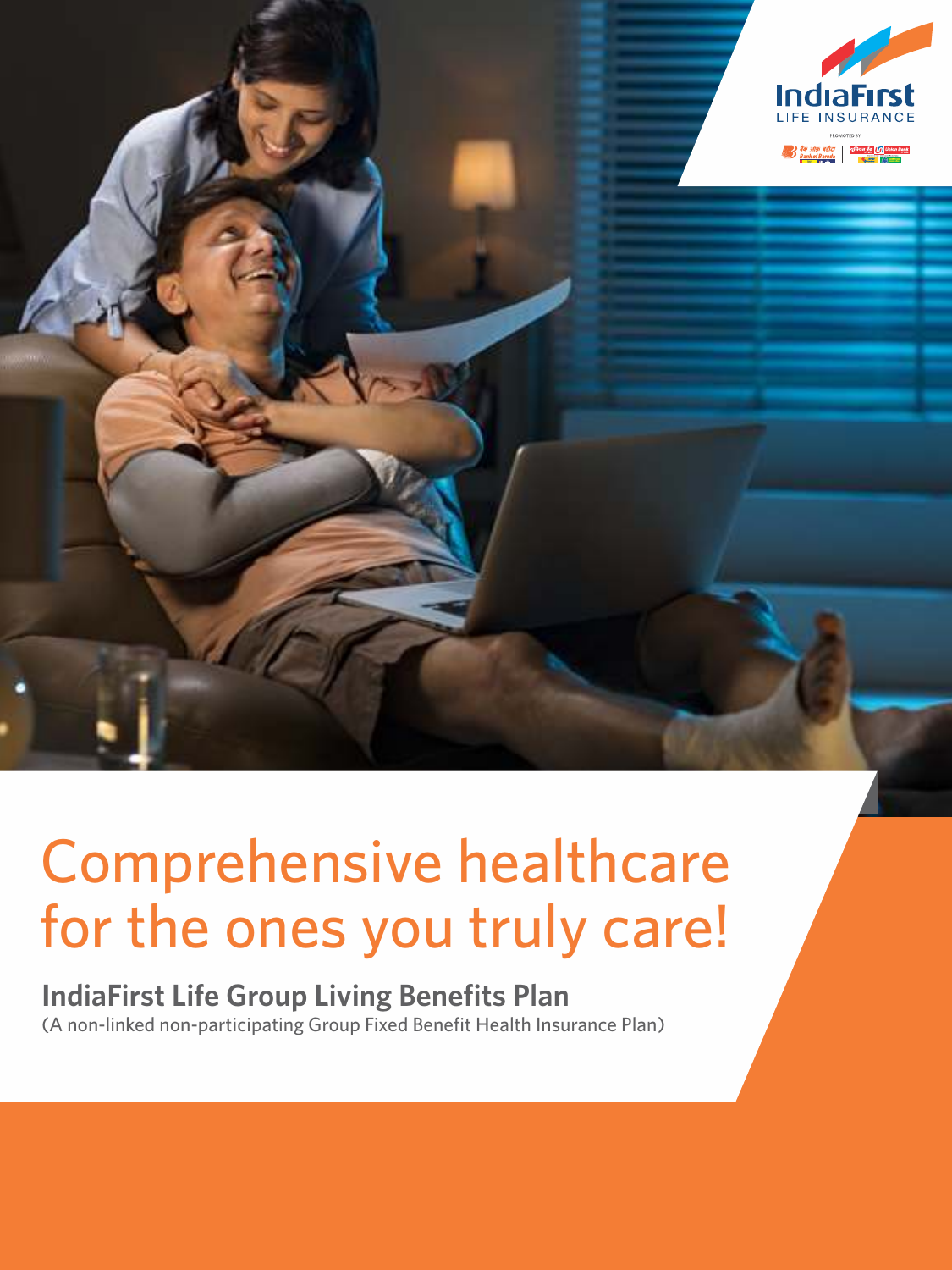IndiaFirst LIFE INSURANCE

# Comprehensive healthcare for the ones you truly care!

## IndiaFirst Life Group Living Benefits Plan

(A non-linked non-participating Group Fixed Benefit Health Insurance Plan)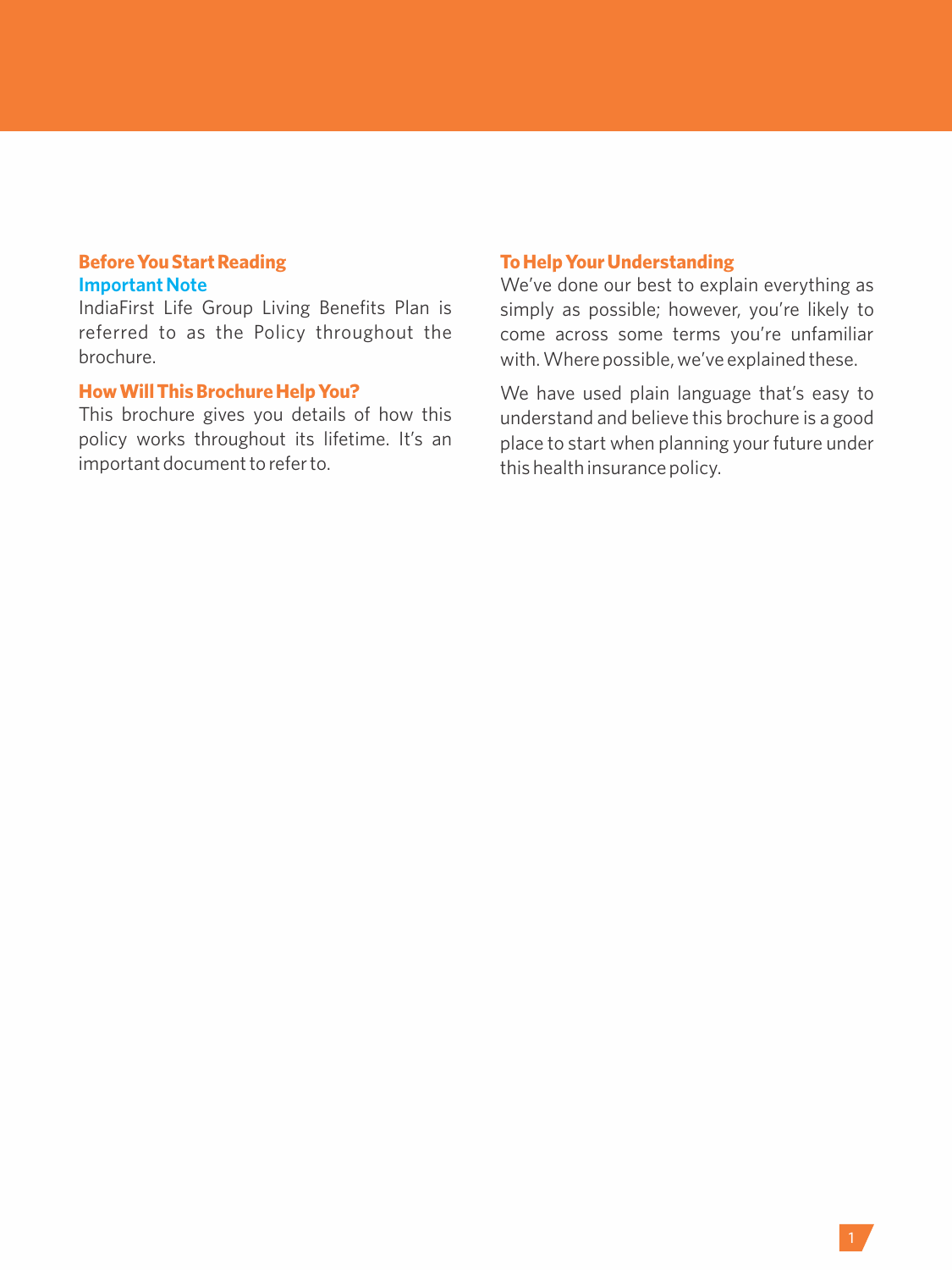## Before You Start Reading

### Important Note

IndiaFirst Life Group Living Benefits Plan is referred to as the Policy throughout the brochure.

## How Will This Brochure Help You?

This brochure gives you details of how this policy works throughout its lifetime. It's an important document to refer to.

## To Help Your Understanding

We've done our best to explain everything as simply as possible; however, you're likely to come across some terms you're unfamiliar with. Where possible, we've explained these.

We have used plain language that's easy to understand and believe this brochure is a good place to start when planning your future under this health insurance policy.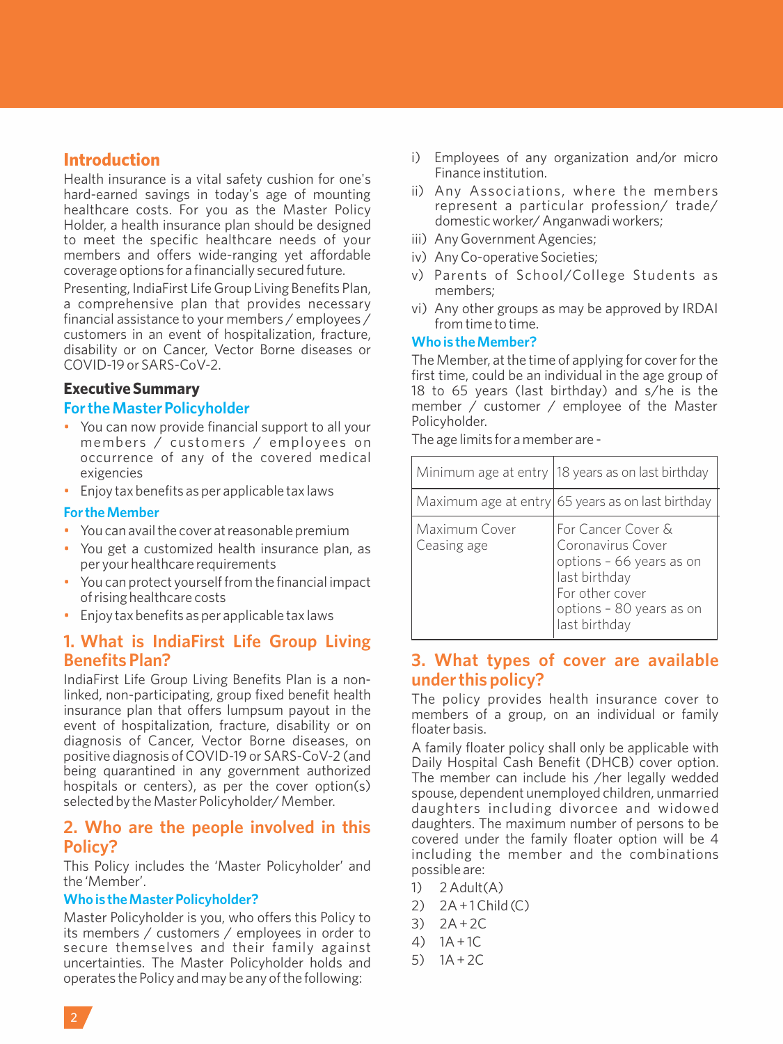## Introduction

Health insurance is a vital safety cushion for one's hard-earned savings in today's age of mounting healthcare costs. For you as the Master Policy Holder, a health insurance plan should be designed to meet the specific healthcare needs of your members and offers wide-ranging yet affordable coverage options for a financially secured future.

Presenting, IndiaFirst Life Group Living Benefits Plan, a comprehensive plan that provides necessary financial assistance to your members / employees / customers in an event of hospitalization, fracture, disability or on Cancer, Vector Borne diseases or COVID-19 or SARS-CoV-2.

### Executive Summary

#### For the Master Policyholder

- You can now provide financial support to all your members / customers / employees on occurrence of any of the covered medical exigencies
- Enjoy tax benefits as per applicable tax laws

#### For the Member

- You can avail the cover at reasonable premium
- You get a customized health insurance plan, as per your healthcare requirements
- You can protect yourself from the financial impact of rising healthcare costs
- Enjoy tax benefits as per applicable tax laws

## 1. What is IndiaFirst Life Group Living Benefits Plan?

IndiaFirst Life Group Living Benefits Plan is a non-linked, non-participating, group fixed benefit health insurance plan that offers lumpsum payout in the event of hospitalization, fracture, disability or on diagnosis of Cancer, Vector Borne diseases, on positive diagnosis of COVID-19 or SARS-CoV-2 (and being quarantined in any government authorized hospitals or centers), as per the cover option(s) selected by the Master Policyholder/ Member.

## 2. Who are the people involved in this Policy?

This Policy includes the 'Master Policyholder' and the 'Member'.

#### Who is the Master Policyholder?

Master Policyholder is you, who offers this Policy to its members / customers / employees in order to secure themselves and their family against uncertainties. The Master Policyholder holds and operates the Policy and may be any of the following:

i) Employees of any organization and/or micro Finance institution.
ii) Any Associations, where the members represent a particular profession/ trade/ domestic worker/ Anganwadi workers;
iii) Any Government Agencies;
iv) Any Co-operative Societies;
v) Parents of School/College Students as members;
vi) Any other groups as may be approved by IRDAI from time to time.

#### Who is the Member?

The Member, at the time of applying for cover for the first time, could be an individual in the age group of 18 to 65 years (last birthday) and s/he is the member / customer / employee of the Master Policyholder.

The age limits for a member are -

| | |
|---|---|
| Minimum age at entry | 18 years as on last birthday |
| Maximum age at entry | 65 years as on last birthday |
| Maximum Cover Ceasing age | For Cancer Cover & Coronavirus Cover options – 66 years as on last birthday<br>For other cover options – 80 years as on last birthday |

## 3. What types of cover are available under this policy?

The policy provides health insurance cover to members of a group, on an individual or family floater basis.

A family floater policy shall only be applicable with Daily Hospital Cash Benefit (DHCB) cover option. The member can include his /her legally wedded spouse, dependent unemployed children, unmarried daughters including divorcee and widowed daughters. The maximum number of persons to be covered under the family floater option will be 4 including the member and the combinations possible are:

1) 2 Adult(A)
2) 2A + 1 Child (C)
3) 2A + 2C
4) 1A + 1C
5) 1A + 2C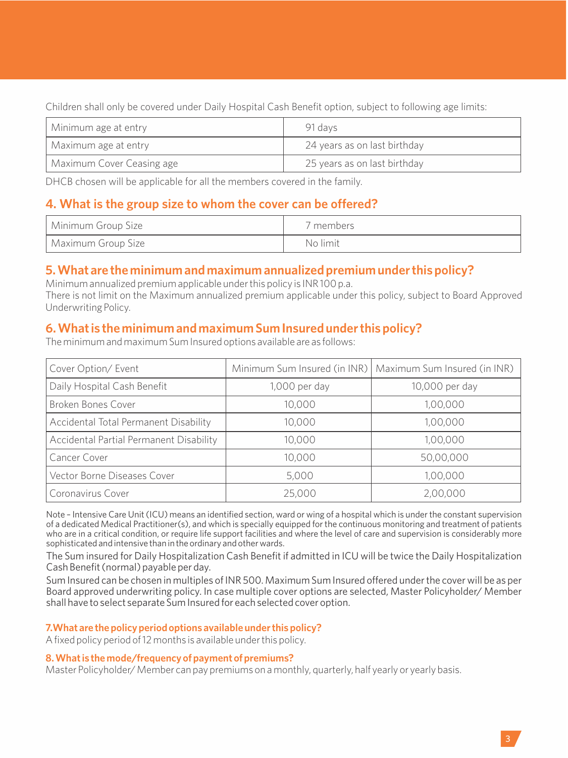Children shall only be covered under Daily Hospital Cash Benefit option, subject to following age limits:

| Minimum age at entry | 91 days |
|---|---|
| Maximum age at entry | 24 years as on last birthday |
| Maximum Cover Ceasing age | 25 years as on last birthday |

DHCB chosen will be applicable for all the members covered in the family.

## 4. What is the group size to whom the cover can be offered?

| Minimum Group Size | 7 members |
|---|---|
| Maximum Group Size | No limit |

## 5. What are the minimum and maximum annualized premium under this policy?

Minimum annualized premium applicable under this policy is INR 100 p.a.
There is not limit on the Maximum annualized premium applicable under this policy, subject to Board Approved Underwriting Policy.

## 6. What is the minimum and maximum Sum Insured under this policy?

The minimum and maximum Sum Insured options available are as follows:

| Cover Option/ Event | Minimum Sum Insured (in INR) | Maximum Sum Insured (in INR) |
|---|---|---|
| Daily Hospital Cash Benefit | 1,000 per day | 10,000 per day |
| Broken Bones Cover | 10,000 | 1,00,000 |
| Accidental Total Permanent Disability | 10,000 | 1,00,000 |
| Accidental Partial Permanent Disability | 10,000 | 1,00,000 |
| Cancer Cover | 10,000 | 50,00,000 |
| Vector Borne Diseases Cover | 5,000 | 1,00,000 |
| Coronavirus Cover | 25,000 | 2,00,000 |

Note – Intensive Care Unit (ICU) means an identified section, ward or wing of a hospital which is under the constant supervision of a dedicated Medical Practitioner(s), and which is specially equipped for the continuous monitoring and treatment of patients who are in a critical condition, or require life support facilities and where the level of care and supervision is considerably more sophisticated and intensive than in the ordinary and other wards.

The Sum insured for Daily Hospitalization Cash Benefit if admitted in ICU will be twice the Daily Hospitalization Cash Benefit (normal) payable per day.

Sum Insured can be chosen in multiples of INR 500. Maximum Sum Insured offered under the cover will be as per Board approved underwriting policy. In case multiple cover options are selected, Master Policyholder/ Member shall have to select separate Sum Insured for each selected cover option.

### 7.What are the policy period options available under this policy?

A fixed policy period of 12 months is available under this policy.

### 8. What is the mode/frequency of payment of premiums?

Master Policyholder/ Member can pay premiums on a monthly, quarterly, half yearly or yearly basis.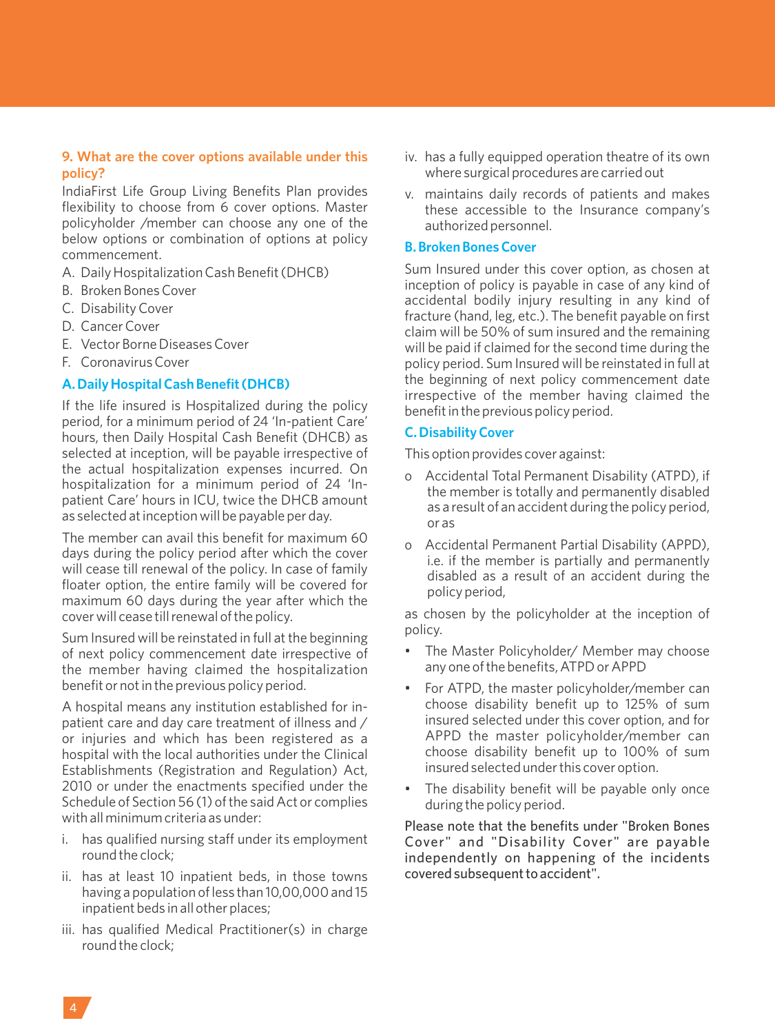### 9. What are the cover options available under this policy?

IndiaFirst Life Group Living Benefits Plan provides flexibility to choose from 6 cover options. Master policyholder /member can choose any one of the below options or combination of options at policy commencement.

A. Daily Hospitalization Cash Benefit (DHCB)
B. Broken Bones Cover
C. Disability Cover
D. Cancer Cover
E. Vector Borne Diseases Cover
F. Coronavirus Cover

#### A. Daily Hospital Cash Benefit (DHCB)

If the life insured is Hospitalized during the policy period, for a minimum period of 24 'In-patient Care' hours, then Daily Hospital Cash Benefit (DHCB) as selected at inception, will be payable irrespective of the actual hospitalization expenses incurred. On hospitalization for a minimum period of 24 'In-patient Care' hours in ICU, twice the DHCB amount as selected at inception will be payable per day.

The member can avail this benefit for maximum 60 days during the policy period after which the cover will cease till renewal of the policy. In case of family floater option, the entire family will be covered for maximum 60 days during the year after which the cover will cease till renewal of the policy.

Sum Insured will be reinstated in full at the beginning of next policy commencement date irrespective of the member having claimed the hospitalization benefit or not in the previous policy period.

A hospital means any institution established for in-patient care and day care treatment of illness and / or injuries and which has been registered as a hospital with the local authorities under the Clinical Establishments (Registration and Regulation) Act, 2010 or under the enactments specified under the Schedule of Section 56 (1) of the said Act or complies with all minimum criteria as under:

i. has qualified nursing staff under its employment round the clock;
ii. has at least 10 inpatient beds, in those towns having a population of less than 10,00,000 and 15 inpatient beds in all other places;
iii. has qualified Medical Practitioner(s) in charge round the clock;
iv. has a fully equipped operation theatre of its own where surgical procedures are carried out
v. maintains daily records of patients and makes these accessible to the Insurance company's authorized personnel.

#### B. Broken Bones Cover

Sum Insured under this cover option, as chosen at inception of policy is payable in case of any kind of accidental bodily injury resulting in any kind of fracture (hand, leg, etc.). The benefit payable on first claim will be 50% of sum insured and the remaining will be paid if claimed for the second time during the policy period. Sum Insured will be reinstated in full at the beginning of next policy commencement date irrespective of the member having claimed the benefit in the previous policy period.

#### C. Disability Cover

This option provides cover against:

- Accidental Total Permanent Disability (ATPD), if the member is totally and permanently disabled as a result of an accident during the policy period, or as
- Accidental Permanent Partial Disability (APPD), i.e. if the member is partially and permanently disabled as a result of an accident during the policy period,

as chosen by the policyholder at the inception of policy.

- The Master Policyholder/ Member may choose any one of the benefits, ATPD or APPD
- For ATPD, the master policyholder/member can choose disability benefit up to 125% of sum insured selected under this cover option, and for APPD the master policyholder/member can choose disability benefit up to 100% of sum insured selected under this cover option.
- The disability benefit will be payable only once during the policy period.

Please note that the benefits under "Broken Bones Cover" and "Disability Cover" are payable independently on happening of the incidents covered subsequent to accident".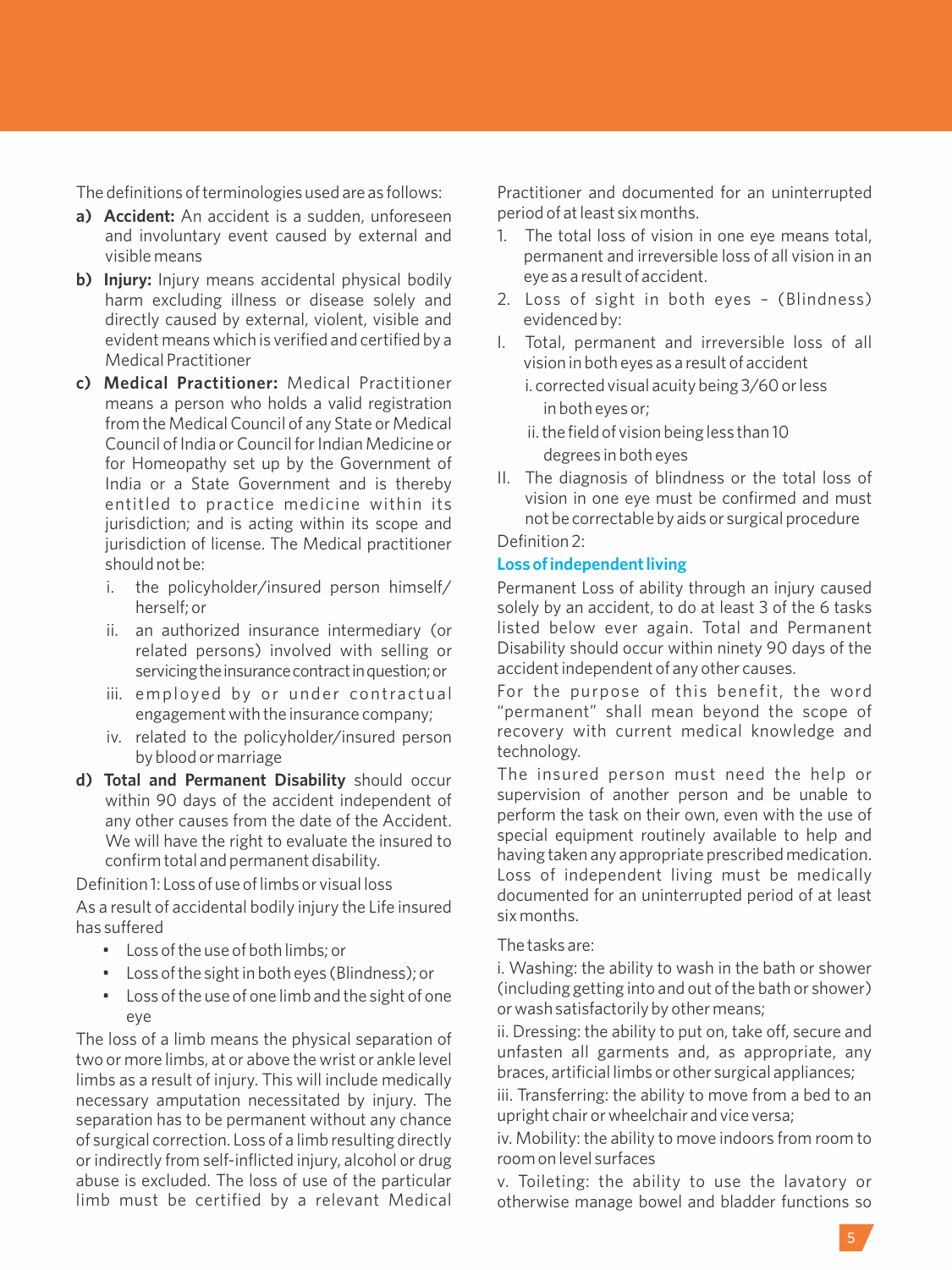The definitions of terminologies used are as follows:

- **a) Accident:** An accident is a sudden, unforeseen and involuntary event caused by external and visible means
- **b) Injury:** Injury means accidental physical bodily harm excluding illness or disease solely and directly caused by external, violent, visible and evident means which is verified and certified by a Medical Practitioner
- **c) Medical Practitioner:** Medical Practitioner means a person who holds a valid registration from the Medical Council of any State or Medical Council of India or Council for Indian Medicine or for Homeopathy set up by the Government of India or a State Government and is thereby entitled to practice medicine within its jurisdiction; and is acting within its scope and jurisdiction of license. The Medical practitioner should not be:
  - i. the policyholder/insured person himself/ herself; or
  - ii. an authorized insurance intermediary (or related persons) involved with selling or servicing the insurance contract in question; or
  - iii. employed by or under contractual engagement with the insurance company;
  - iv. related to the policyholder/insured person by blood or marriage
- **d) Total and Permanent Disability** should occur within 90 days of the accident independent of any other causes from the date of the Accident. We will have the right to evaluate the insured to confirm total and permanent disability.

Definition 1: Loss of use of limbs or visual loss

As a result of accidental bodily injury the Life insured has suffered

- Loss of the use of both limbs; or
- Loss of the sight in both eyes (Blindness); or
- Loss of the use of one limb and the sight of one eye

The loss of a limb means the physical separation of two or more limbs, at or above the wrist or ankle level limbs as a result of injury. This will include medically necessary amputation necessitated by injury. The separation has to be permanent without any chance of surgical correction. Loss of a limb resulting directly or indirectly from self-inflicted injury, alcohol or drug abuse is excluded. The loss of use of the particular limb must be certified by a relevant Medical Practitioner and documented for an uninterrupted period of at least six months.

1. The total loss of vision in one eye means total, permanent and irreversible loss of all vision in an eye as a result of accident.
2. Loss of sight in both eyes – (Blindness) evidenced by:

I. Total, permanent and irreversible loss of all vision in both eyes as a result of accident
   - i. corrected visual acuity being 3/60 or less in both eyes or;
   - ii. the field of vision being less than 10 degrees in both eyes

II. The diagnosis of blindness or the total loss of vision in one eye must be confirmed and must not be correctable by aids or surgical procedure

Definition 2:

### Loss of independent living

Permanent Loss of ability through an injury caused solely by an accident, to do at least 3 of the 6 tasks listed below ever again. Total and Permanent Disability should occur within ninety 90 days of the accident independent of any other causes.

For the purpose of this benefit, the word "permanent" shall mean beyond the scope of recovery with current medical knowledge and technology.

The insured person must need the help or supervision of another person and be unable to perform the task on their own, even with the use of special equipment routinely available to help and having taken any appropriate prescribed medication. Loss of independent living must be medically documented for an uninterrupted period of at least six months.

The tasks are:

i. Washing: the ability to wash in the bath or shower (including getting into and out of the bath or shower) or wash satisfactorily by other means;

ii. Dressing: the ability to put on, take off, secure and unfasten all garments and, as appropriate, any braces, artificial limbs or other surgical appliances;

iii. Transferring: the ability to move from a bed to an upright chair or wheelchair and vice versa;

iv. Mobility: the ability to move indoors from room to room on level surfaces

v. Toileting: the ability to use the lavatory or otherwise manage bowel and bladder functions so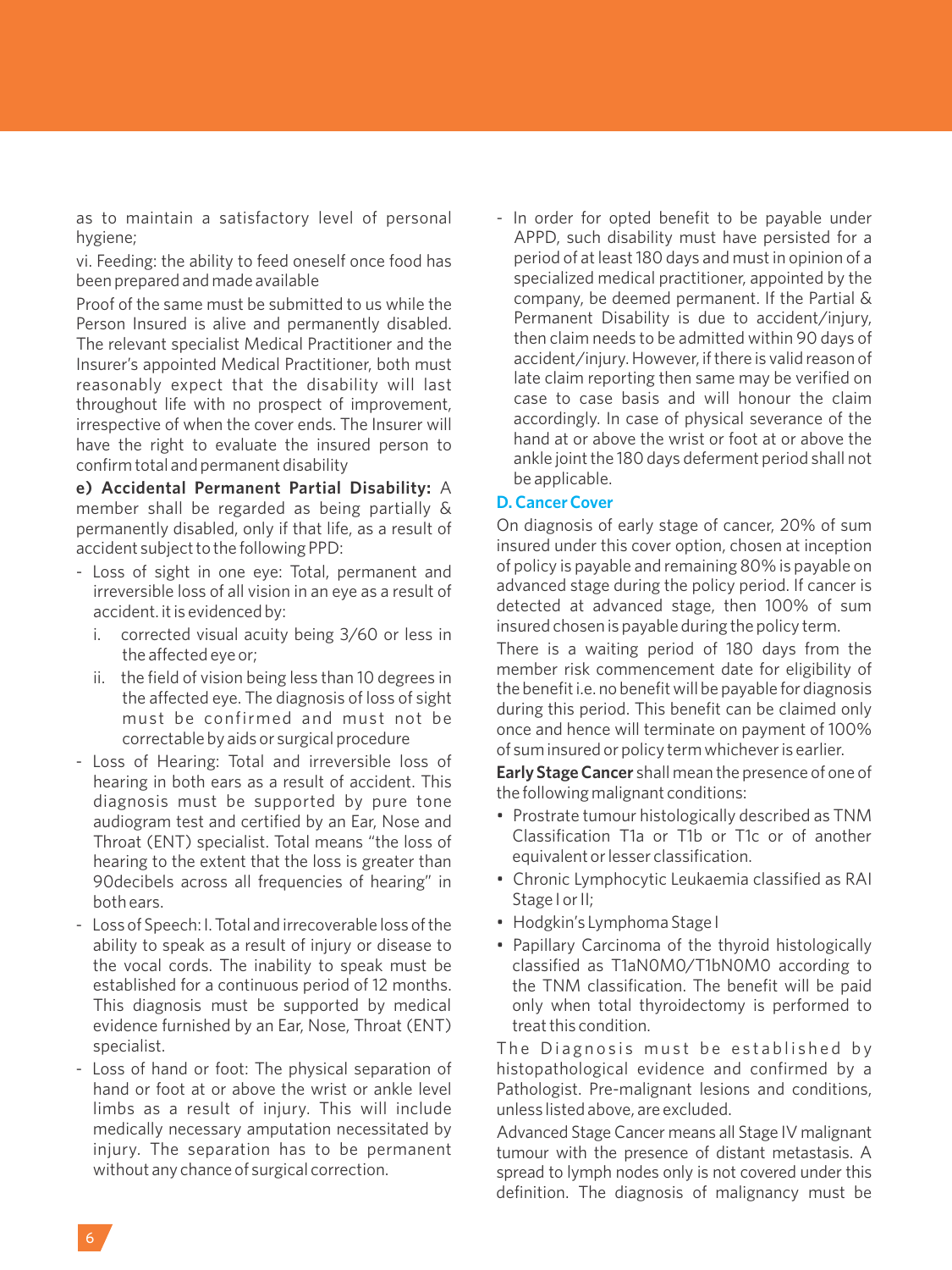as to maintain a satisfactory level of personal hygiene;

vi. Feeding: the ability to feed oneself once food has been prepared and made available

Proof of the same must be submitted to us while the Person Insured is alive and permanently disabled. The relevant specialist Medical Practitioner and the Insurer's appointed Medical Practitioner, both must reasonably expect that the disability will last throughout life with no prospect of improvement, irrespective of when the cover ends. The Insurer will have the right to evaluate the insured person to confirm total and permanent disability

**e) Accidental Permanent Partial Disability:** A member shall be regarded as being partially & permanently disabled, only if that life, as a result of accident subject to the following PPD:

- Loss of sight in one eye: Total, permanent and irreversible loss of all vision in an eye as a result of accident. it is evidenced by:
  i. corrected visual acuity being 3/60 or less in the affected eye or;
  ii. the field of vision being less than 10 degrees in the affected eye. The diagnosis of loss of sight must be confirmed and must not be correctable by aids or surgical procedure
- Loss of Hearing: Total and irreversible loss of hearing in both ears as a result of accident. This diagnosis must be supported by pure tone audiogram test and certified by an Ear, Nose and Throat (ENT) specialist. Total means "the loss of hearing to the extent that the loss is greater than 90decibels across all frequencies of hearing" in both ears.
- Loss of Speech: I. Total and irrecoverable loss of the ability to speak as a result of injury or disease to the vocal cords. The inability to speak must be established for a continuous period of 12 months. This diagnosis must be supported by medical evidence furnished by an Ear, Nose, Throat (ENT) specialist.
- Loss of hand or foot: The physical separation of hand or foot at or above the wrist or ankle level limbs as a result of injury. This will include medically necessary amputation necessitated by injury. The separation has to be permanent without any chance of surgical correction.
- In order for opted benefit to be payable under APPD, such disability must have persisted for a period of at least 180 days and must in opinion of a specialized medical practitioner, appointed by the company, be deemed permanent. If the Partial & Permanent Disability is due to accident/injury, then claim needs to be admitted within 90 days of accident/injury. However, if there is valid reason of late claim reporting then same may be verified on case to case basis and will honour the claim accordingly. In case of physical severance of the hand at or above the wrist or foot at or above the ankle joint the 180 days deferment period shall not be applicable.

### D. Cancer Cover

On diagnosis of early stage of cancer, 20% of sum insured under this cover option, chosen at inception of policy is payable and remaining 80% is payable on advanced stage during the policy period. If cancer is detected at advanced stage, then 100% of sum insured chosen is payable during the policy term.

There is a waiting period of 180 days from the member risk commencement date for eligibility of the benefit i.e. no benefit will be payable for diagnosis during this period. This benefit can be claimed only once and hence will terminate on payment of 100% of sum insured or policy term whichever is earlier.

**Early Stage Cancer** shall mean the presence of one of the following malignant conditions:

- Prostrate tumour histologically described as TNM Classification T1a or T1b or T1c or of another equivalent or lesser classification.
- Chronic Lymphocytic Leukaemia classified as RAI Stage I or II;
- Hodgkin's Lymphoma Stage I
- Papillary Carcinoma of the thyroid histologically classified as T1aN0M0/T1bN0M0 according to the TNM classification. The benefit will be paid only when total thyroidectomy is performed to treat this condition.

The Diagnosis must be established by histopathological evidence and confirmed by a Pathologist. Pre-malignant lesions and conditions, unless listed above, are excluded.

Advanced Stage Cancer means all Stage IV malignant tumour with the presence of distant metastasis. A spread to lymph nodes only is not covered under this definition. The diagnosis of malignancy must be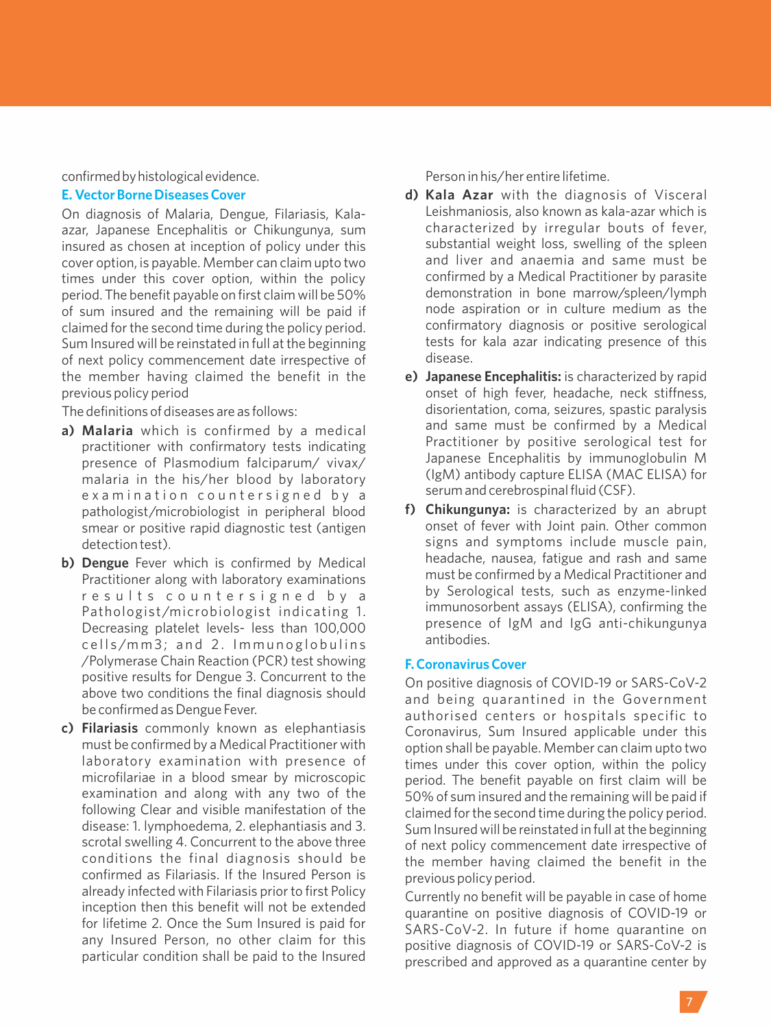confirmed by histological evidence.

### E. Vector Borne Diseases Cover

On diagnosis of Malaria, Dengue, Filariasis, Kala-azar, Japanese Encephalitis or Chikungunya, sum insured as chosen at inception of policy under this cover option, is payable. Member can claim upto two times under this cover option, within the policy period. The benefit payable on first claim will be 50% of sum insured and the remaining will be paid if claimed for the second time during the policy period. Sum Insured will be reinstated in full at the beginning of next policy commencement date irrespective of the member having claimed the benefit in the previous policy period

The definitions of diseases are as follows:

a) **Malaria** which is confirmed by a medical practitioner with confirmatory tests indicating presence of Plasmodium falciparum/ vivax/ malaria in the his/her blood by laboratory examination countersigned by a pathologist/microbiologist in peripheral blood smear or positive rapid diagnostic test (antigen detection test).

b) **Dengue** Fever which is confirmed by Medical Practitioner along with laboratory examinations results countersigned by a Pathologist/microbiologist indicating 1. Decreasing platelet levels- less than 100,000 cells/mm3; and 2. Immunoglobulins /Polymerase Chain Reaction (PCR) test showing positive results for Dengue 3. Concurrent to the above two conditions the final diagnosis should be confirmed as Dengue Fever.

c) **Filariasis** commonly known as elephantiasis must be confirmed by a Medical Practitioner with laboratory examination with presence of microfilariae in a blood smear by microscopic examination and along with any two of the following Clear and visible manifestation of the disease: 1. lymphoedema, 2. elephantiasis and 3. scrotal swelling 4. Concurrent to the above three conditions the final diagnosis should be confirmed as Filariasis. If the Insured Person is already infected with Filariasis prior to first Policy inception then this benefit will not be extended for lifetime 2. Once the Sum Insured is paid for any Insured Person, no other claim for this particular condition shall be paid to the Insured Person in his/her entire lifetime.

d) **Kala Azar** with the diagnosis of Visceral Leishmaniosis, also known as kala-azar which is characterized by irregular bouts of fever, substantial weight loss, swelling of the spleen and liver and anaemia and same must be confirmed by a Medical Practitioner by parasite demonstration in bone marrow/spleen/lymph node aspiration or in culture medium as the confirmatory diagnosis or positive serological tests for kala azar indicating presence of this disease.

e) **Japanese Encephalitis:** is characterized by rapid onset of high fever, headache, neck stiffness, disorientation, coma, seizures, spastic paralysis and same must be confirmed by a Medical Practitioner by positive serological test for Japanese Encephalitis by immunoglobulin M (IgM) antibody capture ELISA (MAC ELISA) for serum and cerebrospinal fluid (CSF).

f) **Chikungunya:** is characterized by an abrupt onset of fever with Joint pain. Other common signs and symptoms include muscle pain, headache, nausea, fatigue and rash and same must be confirmed by a Medical Practitioner and by Serological tests, such as enzyme-linked immunosorbent assays (ELISA), confirming the presence of IgM and IgG anti-chikungunya antibodies.

### F. Coronavirus Cover

On positive diagnosis of COVID-19 or SARS-CoV-2 and being quarantined in the Government authorised centers or hospitals specific to Coronavirus, Sum Insured applicable under this option shall be payable. Member can claim upto two times under this cover option, within the policy period. The benefit payable on first claim will be 50% of sum insured and the remaining will be paid if claimed for the second time during the policy period. Sum Insured will be reinstated in full at the beginning of next policy commencement date irrespective of the member having claimed the benefit in the previous policy period.

Currently no benefit will be payable in case of home quarantine on positive diagnosis of COVID-19 or SARS-CoV-2. In future if home quarantine on positive diagnosis of COVID-19 or SARS-CoV-2 is prescribed and approved as a quarantine center by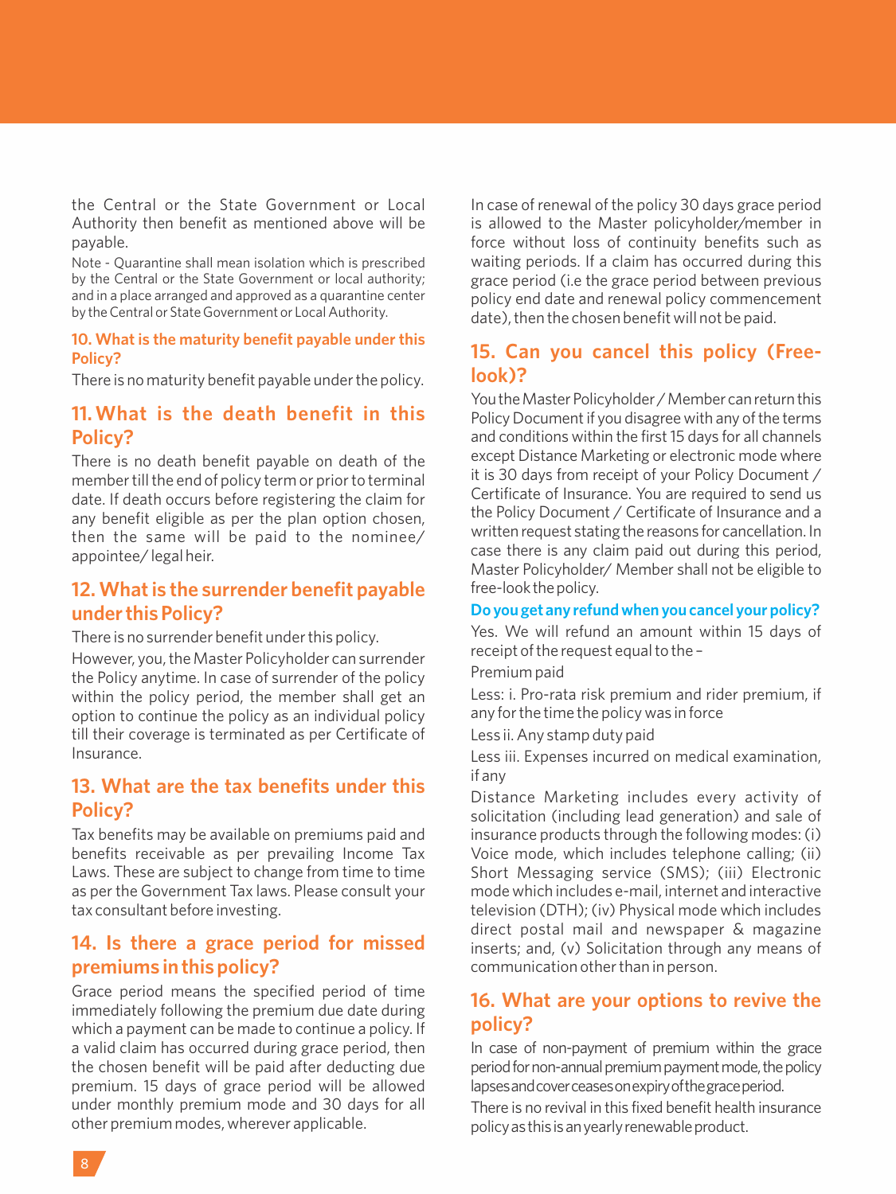the Central or the State Government or Local Authority then benefit as mentioned above will be payable.

Note - Quarantine shall mean isolation which is prescribed by the Central or the State Government or local authority; and in a place arranged and approved as a quarantine center by the Central or State Government or Local Authority.

#### 10. What is the maturity benefit payable under this Policy?

There is no maturity benefit payable under the policy.

## 11. What is the death benefit in this Policy?

There is no death benefit payable on death of the member till the end of policy term or prior to terminal date. If death occurs before registering the claim for any benefit eligible as per the plan option chosen, then the same will be paid to the nominee/ appointee/ legal heir.

## 12. What is the surrender benefit payable under this Policy?

There is no surrender benefit under this policy.

However, you, the Master Policyholder can surrender the Policy anytime. In case of surrender of the policy within the policy period, the member shall get an option to continue the policy as an individual policy till their coverage is terminated as per Certificate of Insurance.

## 13. What are the tax benefits under this Policy?

Tax benefits may be available on premiums paid and benefits receivable as per prevailing Income Tax Laws. These are subject to change from time to time as per the Government Tax laws. Please consult your tax consultant before investing.

## 14. Is there a grace period for missed premiums in this policy?

Grace period means the specified period of time immediately following the premium due date during which a payment can be made to continue a policy. If a valid claim has occurred during grace period, then the chosen benefit will be paid after deducting due premium. 15 days of grace period will be allowed under monthly premium mode and 30 days for all other premium modes, wherever applicable.

In case of renewal of the policy 30 days grace period is allowed to the Master policyholder/member in force without loss of continuity benefits such as waiting periods. If a claim has occurred during this grace period (i.e the grace period between previous policy end date and renewal policy commencement date), then the chosen benefit will not be paid.

## 15. Can you cancel this policy (Free-look)?

You the Master Policyholder / Member can return this Policy Document if you disagree with any of the terms and conditions within the first 15 days for all channels except Distance Marketing or electronic mode where it is 30 days from receipt of your Policy Document / Certificate of Insurance. You are required to send us the Policy Document / Certificate of Insurance and a written request stating the reasons for cancellation. In case there is any claim paid out during this period, Master Policyholder/ Member shall not be eligible to free-look the policy.

#### Do you get any refund when you cancel your policy?

Yes. We will refund an amount within 15 days of receipt of the request equal to the –

Premium paid

Less: i. Pro-rata risk premium and rider premium, if any for the time the policy was in force

Less ii. Any stamp duty paid

Less iii. Expenses incurred on medical examination, if any

Distance Marketing includes every activity of solicitation (including lead generation) and sale of insurance products through the following modes: (i) Voice mode, which includes telephone calling; (ii) Short Messaging service (SMS); (iii) Electronic mode which includes e-mail, internet and interactive television (DTH); (iv) Physical mode which includes direct postal mail and newspaper & magazine inserts; and, (v) Solicitation through any means of communication other than in person.

## 16. What are your options to revive the policy?

In case of non-payment of premium within the grace period for non-annual premium payment mode, the policy lapses and cover ceases on expiry of the grace period.

There is no revival in this fixed benefit health insurance policy as this is an yearly renewable product.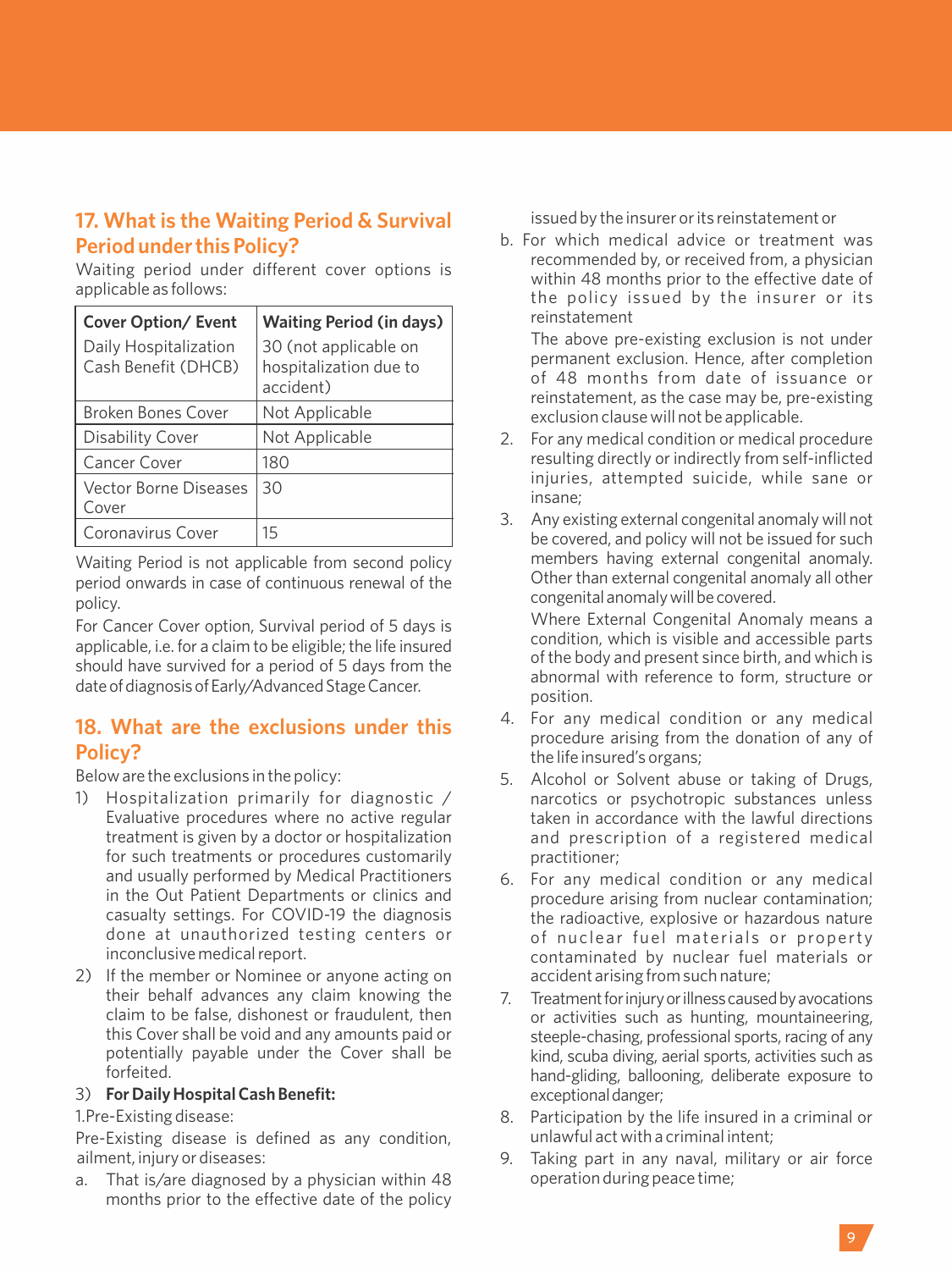## 17. What is the Waiting Period & Survival Period under this Policy?

Waiting period under different cover options is applicable as follows:

| Cover Option/ Event | Waiting Period (in days) |
|---|---|
| Daily Hospitalization Cash Benefit (DHCB) | 30 (not applicable on hospitalization due to accident) |
| Broken Bones Cover | Not Applicable |
| Disability Cover | Not Applicable |
| Cancer Cover | 180 |
| Vector Borne Diseases Cover | 30 |
| Coronavirus Cover | 15 |

Waiting Period is not applicable from second policy period onwards in case of continuous renewal of the policy.

For Cancer Cover option, Survival period of 5 days is applicable, i.e. for a claim to be eligible; the life insured should have survived for a period of 5 days from the date of diagnosis of Early/Advanced Stage Cancer.

## 18. What are the exclusions under this Policy?

Below are the exclusions in the policy:

1) Hospitalization primarily for diagnostic / Evaluative procedures where no active regular treatment is given by a doctor or hospitalization for such treatments or procedures customarily and usually performed by Medical Practitioners in the Out Patient Departments or clinics and casualty settings. For COVID-19 the diagnosis done at unauthorized testing centers or inconclusive medical report.
2) If the member or Nominee or anyone acting on their behalf advances any claim knowing the claim to be false, dishonest or fraudulent, then this Cover shall be void and any amounts paid or potentially payable under the Cover shall be forfeited.
3) **For Daily Hospital Cash Benefit:**

1.Pre-Existing disease:

Pre-Existing disease is defined as any condition, ailment, injury or diseases:

a. That is/are diagnosed by a physician within 48 months prior to the effective date of the policy issued by the insurer or its reinstatement or
b. For which medical advice or treatment was recommended by, or received from, a physician within 48 months prior to the effective date of the policy issued by the insurer or its reinstatement

   The above pre-existing exclusion is not under permanent exclusion. Hence, after completion of 48 months from date of issuance or reinstatement, as the case may be, pre-existing exclusion clause will not be applicable.

2. For any medical condition or medical procedure resulting directly or indirectly from self-inflicted injuries, attempted suicide, while sane or insane;
3. Any existing external congenital anomaly will not be covered, and policy will not be issued for such members having external congenital anomaly. Other than external congenital anomaly all other congenital anomaly will be covered.

   Where External Congenital Anomaly means a condition, which is visible and accessible parts of the body and present since birth, and which is abnormal with reference to form, structure or position.
4. For any medical condition or any medical procedure arising from the donation of any of the life insured's organs;
5. Alcohol or Solvent abuse or taking of Drugs, narcotics or psychotropic substances unless taken in accordance with the lawful directions and prescription of a registered medical practitioner;
6. For any medical condition or any medical procedure arising from nuclear contamination; the radioactive, explosive or hazardous nature of nuclear fuel materials or property contaminated by nuclear fuel materials or accident arising from such nature;
7. Treatment for injury or illness caused by avocations or activities such as hunting, mountaineering, steeple-chasing, professional sports, racing of any kind, scuba diving, aerial sports, activities such as hand-gliding, ballooning, deliberate exposure to exceptional danger;
8. Participation by the life insured in a criminal or unlawful act with a criminal intent;
9. Taking part in any naval, military or air force operation during peace time;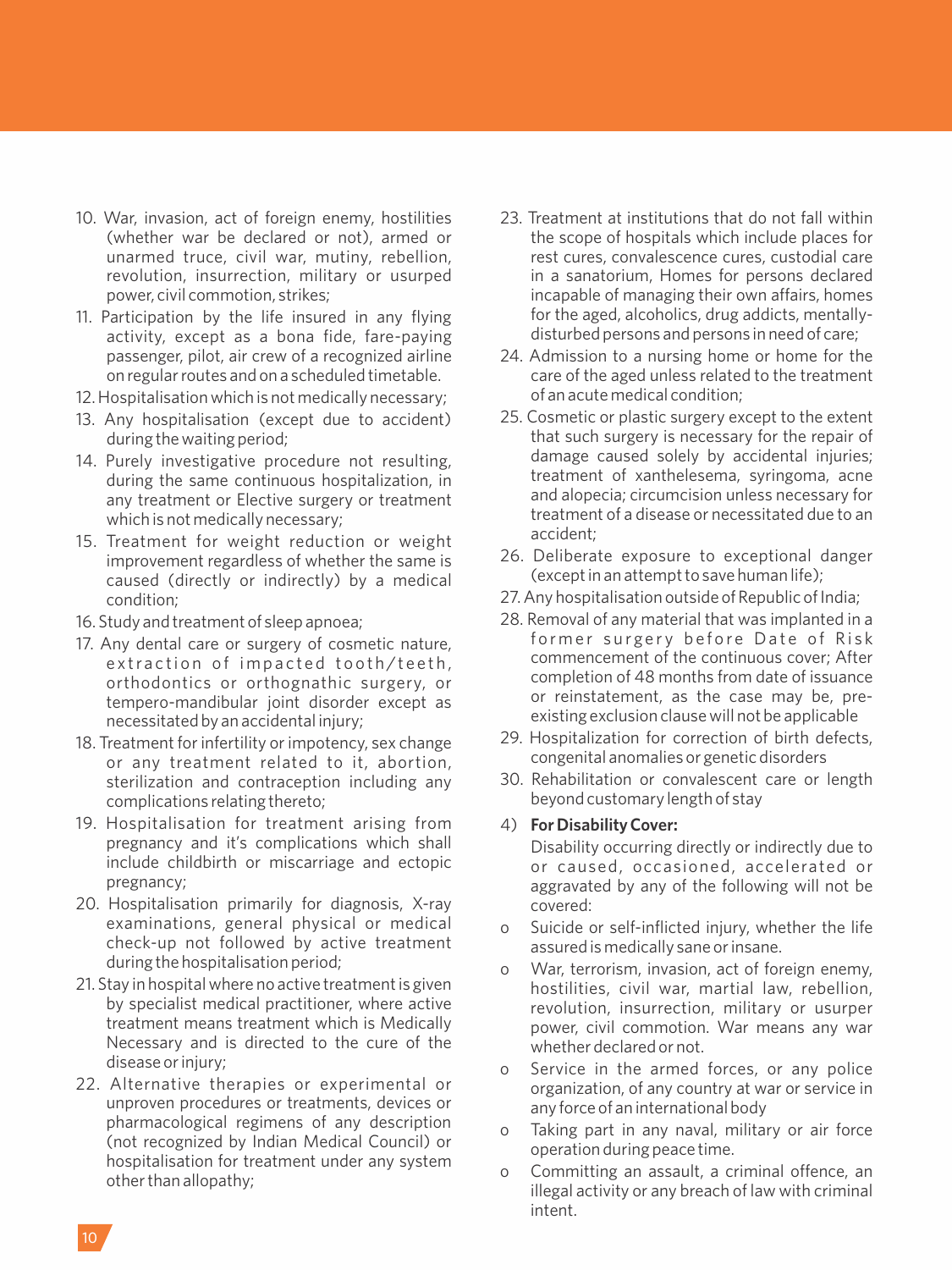10. War, invasion, act of foreign enemy, hostilities (whether war be declared or not), armed or unarmed truce, civil war, mutiny, rebellion, revolution, insurrection, military or usurped power, civil commotion, strikes;
11. Participation by the life insured in any flying activity, except as a bona fide, fare-paying passenger, pilot, air crew of a recognized airline on regular routes and on a scheduled timetable.
12. Hospitalisation which is not medically necessary;
13. Any hospitalisation (except due to accident) during the waiting period;
14. Purely investigative procedure not resulting, during the same continuous hospitalization, in any treatment or Elective surgery or treatment which is not medically necessary;
15. Treatment for weight reduction or weight improvement regardless of whether the same is caused (directly or indirectly) by a medical condition;
16. Study and treatment of sleep apnoea;
17. Any dental care or surgery of cosmetic nature, extraction of impacted tooth/teeth, orthodontics or orthognathic surgery, or tempero-mandibular joint disorder except as necessitated by an accidental injury;
18. Treatment for infertility or impotency, sex change or any treatment related to it, abortion, sterilization and contraception including any complications relating thereto;
19. Hospitalisation for treatment arising from pregnancy and it's complications which shall include childbirth or miscarriage and ectopic pregnancy;
20. Hospitalisation primarily for diagnosis, X-ray examinations, general physical or medical check-up not followed by active treatment during the hospitalisation period;
21. Stay in hospital where no active treatment is given by specialist medical practitioner, where active treatment means treatment which is Medically Necessary and is directed to the cure of the disease or injury;
22. Alternative therapies or experimental or unproven procedures or treatments, devices or pharmacological regimens of any description (not recognized by Indian Medical Council) or hospitalisation for treatment under any system other than allopathy;
23. Treatment at institutions that do not fall within the scope of hospitals which include places for rest cures, convalescence cures, custodial care in a sanatorium, Homes for persons declared incapable of managing their own affairs, homes for the aged, alcoholics, drug addicts, mentally-disturbed persons and persons in need of care;
24. Admission to a nursing home or home for the care of the aged unless related to the treatment of an acute medical condition;
25. Cosmetic or plastic surgery except to the extent that such surgery is necessary for the repair of damage caused solely by accidental injuries; treatment of xanthelesema, syringoma, acne and alopecia; circumcision unless necessary for treatment of a disease or necessitated due to an accident;
26. Deliberate exposure to exceptional danger (except in an attempt to save human life);
27. Any hospitalisation outside of Republic of India;
28. Removal of any material that was implanted in a former surgery before Date of Risk commencement of the continuous cover; After completion of 48 months from date of issuance or reinstatement, as the case may be, pre-existing exclusion clause will not be applicable
29. Hospitalization for correction of birth defects, congenital anomalies or genetic disorders
30. Rehabilitation or convalescent care or length beyond customary length of stay

4) **For Disability Cover:**

Disability occurring directly or indirectly due to or caused, occasioned, accelerated or aggravated by any of the following will not be covered:

- o Suicide or self-inflicted injury, whether the life assured is medically sane or insane.
- o War, terrorism, invasion, act of foreign enemy, hostilities, civil war, martial law, rebellion, revolution, insurrection, military or usurper power, civil commotion. War means any war whether declared or not.
- o Service in the armed forces, or any police organization, of any country at war or service in any force of an international body
- o Taking part in any naval, military or air force operation during peace time.
- o Committing an assault, a criminal offence, an illegal activity or any breach of law with criminal intent.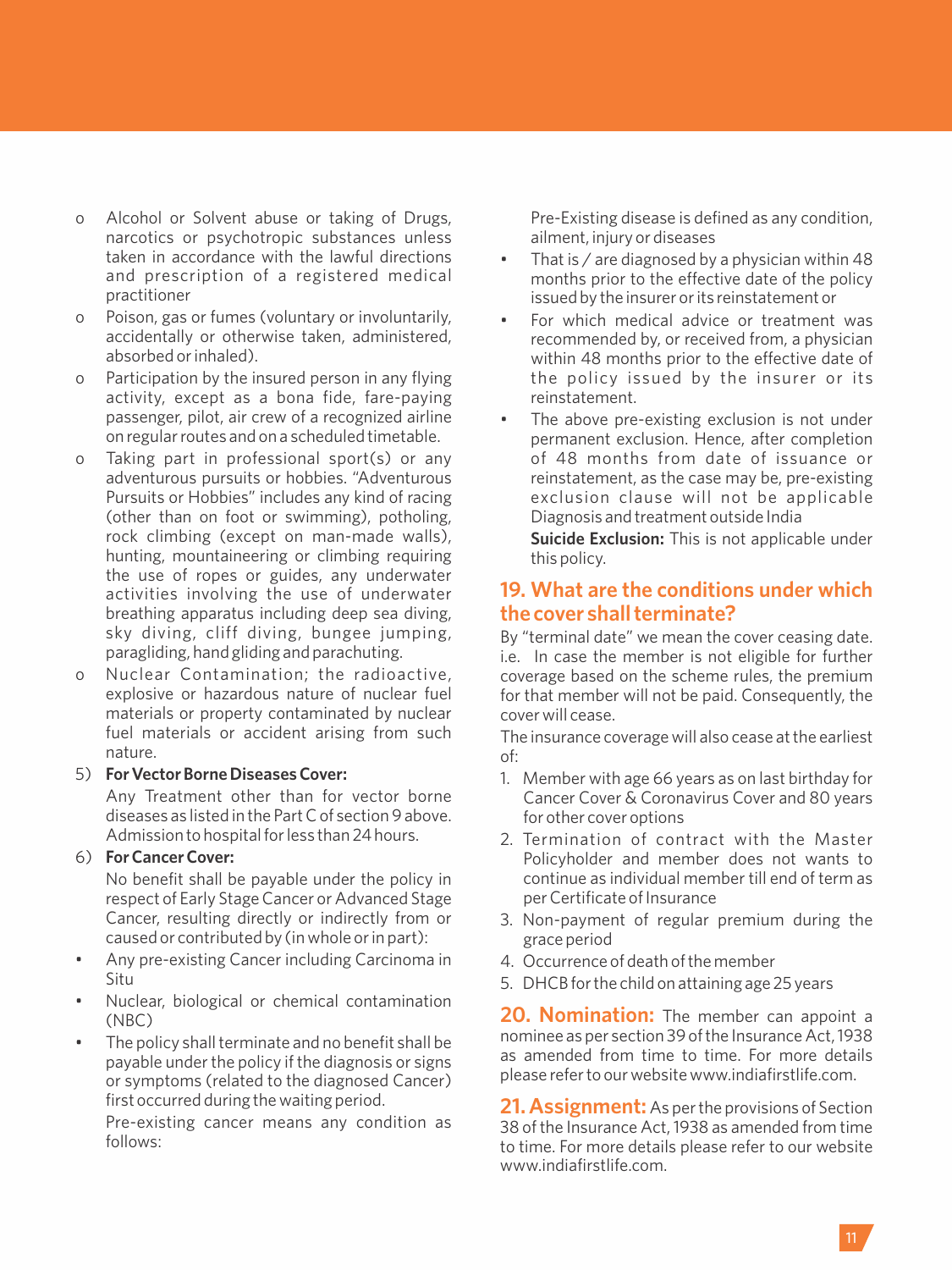- Alcohol or Solvent abuse or taking of Drugs, narcotics or psychotropic substances unless taken in accordance with the lawful directions and prescription of a registered medical practitioner
- Poison, gas or fumes (voluntary or involuntarily, accidentally or otherwise taken, administered, absorbed or inhaled).
- Participation by the insured person in any flying activity, except as a bona fide, fare-paying passenger, pilot, air crew of a recognized airline on regular routes and on a scheduled timetable.
- Taking part in professional sport(s) or any adventurous pursuits or hobbies. "Adventurous Pursuits or Hobbies" includes any kind of racing (other than on foot or swimming), potholing, rock climbing (except on man-made walls), hunting, mountaineering or climbing requiring the use of ropes or guides, any underwater activities involving the use of underwater breathing apparatus including deep sea diving, sky diving, cliff diving, bungee jumping, paragliding, hand gliding and parachuting.
- Nuclear Contamination; the radioactive, explosive or hazardous nature of nuclear fuel materials or property contaminated by nuclear fuel materials or accident arising from such nature.

5) **For Vector Borne Diseases Cover:**

   Any Treatment other than for vector borne diseases as listed in the Part C of section 9 above. Admission to hospital for less than 24 hours.

6) **For Cancer Cover:**

   No benefit shall be payable under the policy in respect of Early Stage Cancer or Advanced Stage Cancer, resulting directly or indirectly from or caused or contributed by (in whole or in part):

- Any pre-existing Cancer including Carcinoma in Situ
- Nuclear, biological or chemical contamination (NBC)
- The policy shall terminate and no benefit shall be payable under the policy if the diagnosis or signs or symptoms (related to the diagnosed Cancer) first occurred during the waiting period.

  Pre-existing cancer means any condition as follows:

  Pre-Existing disease is defined as any condition, ailment, injury or diseases

- That is / are diagnosed by a physician within 48 months prior to the effective date of the policy issued by the insurer or its reinstatement or
- For which medical advice or treatment was recommended by, or received from, a physician within 48 months prior to the effective date of the policy issued by the insurer or its reinstatement.
- The above pre-existing exclusion is not under permanent exclusion. Hence, after completion of 48 months from date of issuance or reinstatement, as the case may be, pre-existing exclusion clause will not be applicable Diagnosis and treatment outside India

  **Suicide Exclusion:** This is not applicable under this policy.

## 19. What are the conditions under which the cover shall terminate?

By "terminal date" we mean the cover ceasing date. i.e. In case the member is not eligible for further coverage based on the scheme rules, the premium for that member will not be paid. Consequently, the cover will cease.

The insurance coverage will also cease at the earliest of:

1. Member with age 66 years as on last birthday for Cancer Cover & Coronavirus Cover and 80 years for other cover options
2. Termination of contract with the Master Policyholder and member does not wants to continue as individual member till end of term as per Certificate of Insurance
3. Non-payment of regular premium during the grace period
4. Occurrence of death of the member
5. DHCB for the child on attaining age 25 years

## 20. Nomination:

The member can appoint a nominee as per section 39 of the Insurance Act, 1938 as amended from time to time. For more details please refer to our website www.indiafirstlife.com.

## 21. Assignment:

As per the provisions of Section 38 of the Insurance Act, 1938 as amended from time to time. For more details please refer to our website www.indiafirstlife.com.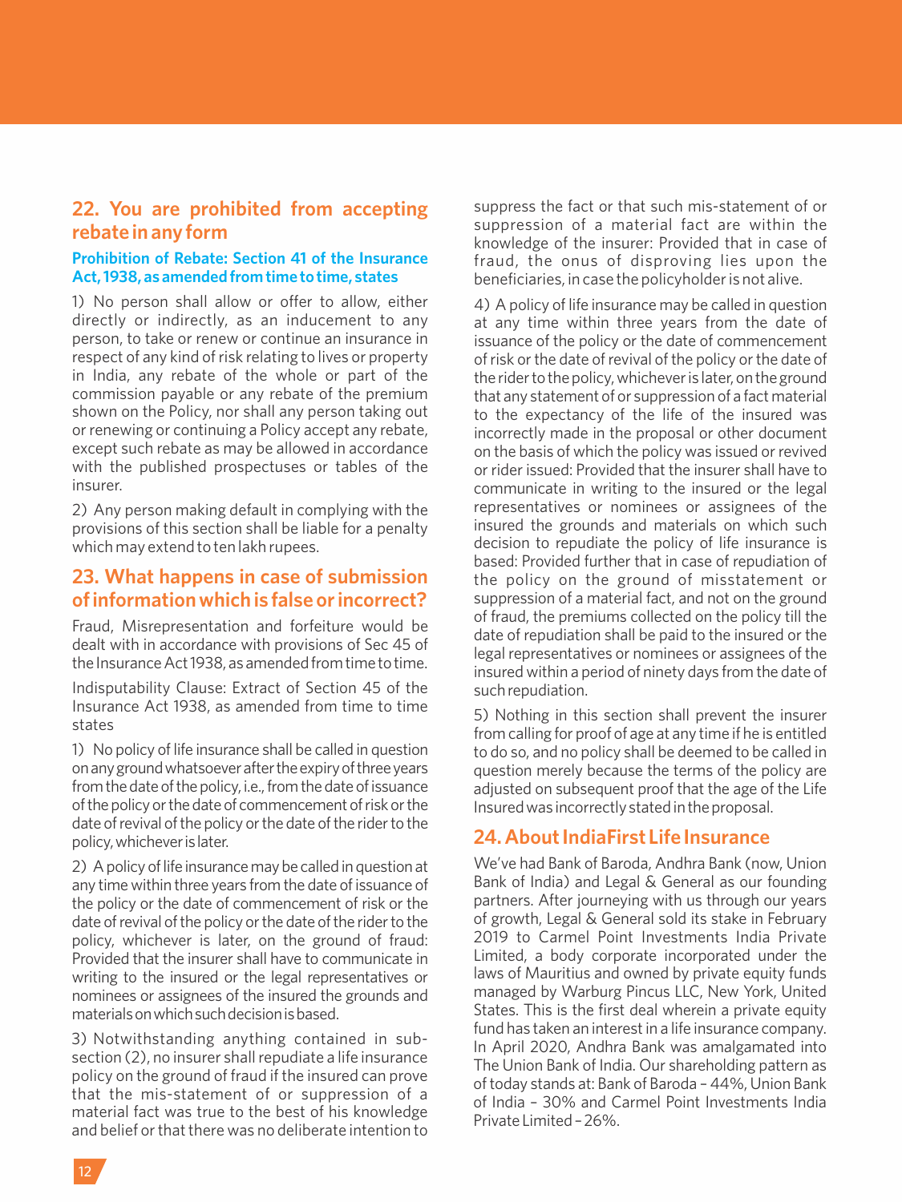## 22. You are prohibited from accepting rebate in any form

### Prohibition of Rebate: Section 41 of the Insurance Act, 1938, as amended from time to time, states

1) No person shall allow or offer to allow, either directly or indirectly, as an inducement to any person, to take or renew or continue an insurance in respect of any kind of risk relating to lives or property in India, any rebate of the whole or part of the commission payable or any rebate of the premium shown on the Policy, nor shall any person taking out or renewing or continuing a Policy accept any rebate, except such rebate as may be allowed in accordance with the published prospectuses or tables of the insurer.

2) Any person making default in complying with the provisions of this section shall be liable for a penalty which may extend to ten lakh rupees.

## 23. What happens in case of submission of information which is false or incorrect?

Fraud, Misrepresentation and forfeiture would be dealt with in accordance with provisions of Sec 45 of the Insurance Act 1938, as amended from time to time.

Indisputability Clause: Extract of Section 45 of the Insurance Act 1938, as amended from time to time states

1) No policy of life insurance shall be called in question on any ground whatsoever after the expiry of three years from the date of the policy, i.e., from the date of issuance of the policy or the date of commencement of risk or the date of revival of the policy or the date of the rider to the policy, whichever is later.

2) A policy of life insurance may be called in question at any time within three years from the date of issuance of the policy or the date of commencement of risk or the date of revival of the policy or the date of the rider to the policy, whichever is later, on the ground of fraud: Provided that the insurer shall have to communicate in writing to the insured or the legal representatives or nominees or assignees of the insured the grounds and materials on which such decision is based.

3) Notwithstanding anything contained in sub-section (2), no insurer shall repudiate a life insurance policy on the ground of fraud if the insured can prove that the mis-statement of or suppression of a material fact was true to the best of his knowledge and belief or that there was no deliberate intention to suppress the fact or that such mis-statement of or suppression of a material fact are within the knowledge of the insurer: Provided that in case of fraud, the onus of disproving lies upon the beneficiaries, in case the policyholder is not alive.

4) A policy of life insurance may be called in question at any time within three years from the date of issuance of the policy or the date of commencement of risk or the date of revival of the policy or the date of the rider to the policy, whichever is later, on the ground that any statement of or suppression of a fact material to the expectancy of the life of the insured was incorrectly made in the proposal or other document on the basis of which the policy was issued or revived or rider issued: Provided that the insurer shall have to communicate in writing to the insured or the legal representatives or nominees or assignees of the insured the grounds and materials on which such decision to repudiate the policy of life insurance is based: Provided further that in case of repudiation of the policy on the ground of misstatement or suppression of a material fact, and not on the ground of fraud, the premiums collected on the policy till the date of repudiation shall be paid to the insured or the legal representatives or nominees or assignees of the insured within a period of ninety days from the date of such repudiation.

5) Nothing in this section shall prevent the insurer from calling for proof of age at any time if he is entitled to do so, and no policy shall be deemed to be called in question merely because the terms of the policy are adjusted on subsequent proof that the age of the Life Insured was incorrectly stated in the proposal.

## 24. About IndiaFirst Life Insurance

We've had Bank of Baroda, Andhra Bank (now, Union Bank of India) and Legal & General as our founding partners. After journeying with us through our years of growth, Legal & General sold its stake in February 2019 to Carmel Point Investments India Private Limited, a body corporate incorporated under the laws of Mauritius and owned by private equity funds managed by Warburg Pincus LLC, New York, United States. This is the first deal wherein a private equity fund has taken an interest in a life insurance company. In April 2020, Andhra Bank was amalgamated into The Union Bank of India. Our shareholding pattern as of today stands at: Bank of Baroda – 44%, Union Bank of India – 30% and Carmel Point Investments India Private Limited – 26%.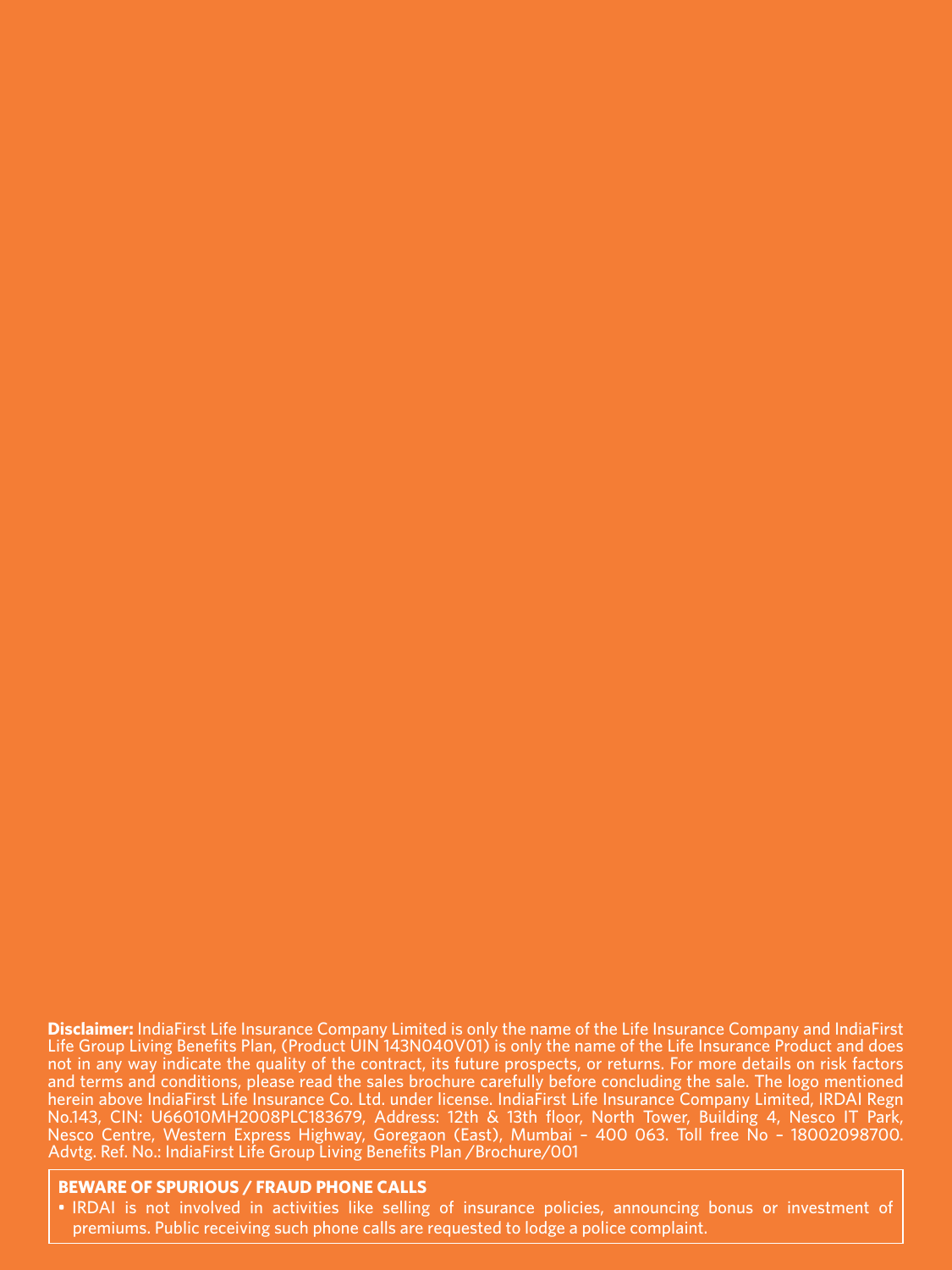**Disclaimer:** IndiaFirst Life Insurance Company Limited is only the name of the Life Insurance Company and IndiaFirst Life Group Living Benefits Plan, (Product UIN 143N040V01) is only the name of the Life Insurance Product and does not in any way indicate the quality of the contract, its future prospects, or returns. For more details on risk factors and terms and conditions, please read the sales brochure carefully before concluding the sale. The logo mentioned herein above IndiaFirst Life Insurance Co. Ltd. under license. IndiaFirst Life Insurance Company Limited, IRDAI Regn No.143, CIN: U66010MH2008PLC183679, Address: 12th & 13th floor, North Tower, Building 4, Nesco IT Park, Nesco Centre, Western Express Highway, Goregaon (East), Mumbai – 400 063. Toll free No – 18002098700. Advtg. Ref. No.: IndiaFirst Life Group Living Benefits Plan /Brochure/001

**BEWARE OF SPURIOUS / FRAUD PHONE CALLS**

- IRDAI is not involved in activities like selling of insurance policies, announcing bonus or investment of premiums. Public receiving such phone calls are requested to lodge a police complaint.